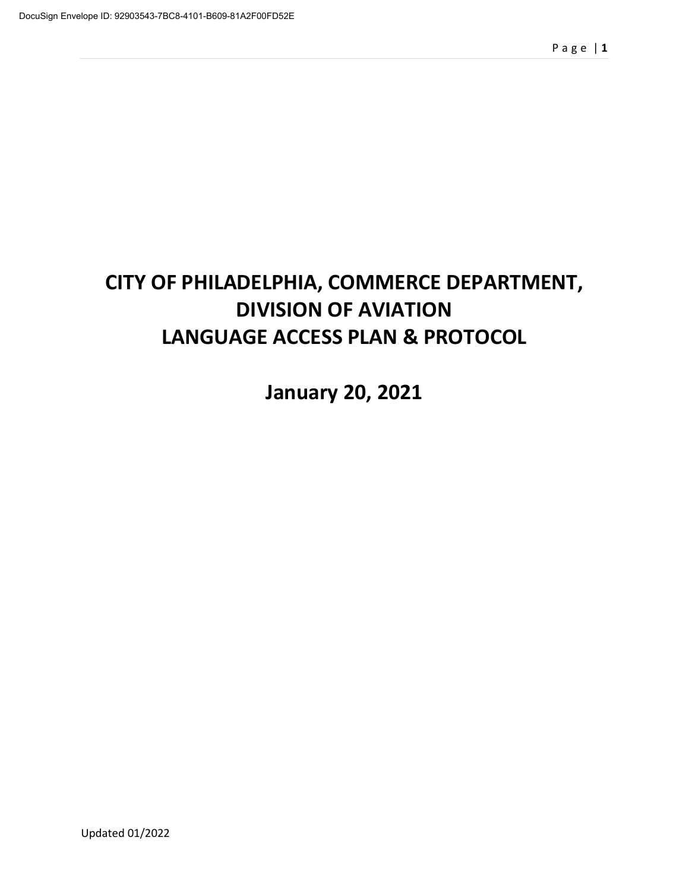# CITY OF PHILADELPHIA, COMMERCE DEPARTMENT, DIVISION OF AVIATION LANGUAGE ACCESS PLAN & PROTOCOL

## January 20, 2021

Updated 01/2022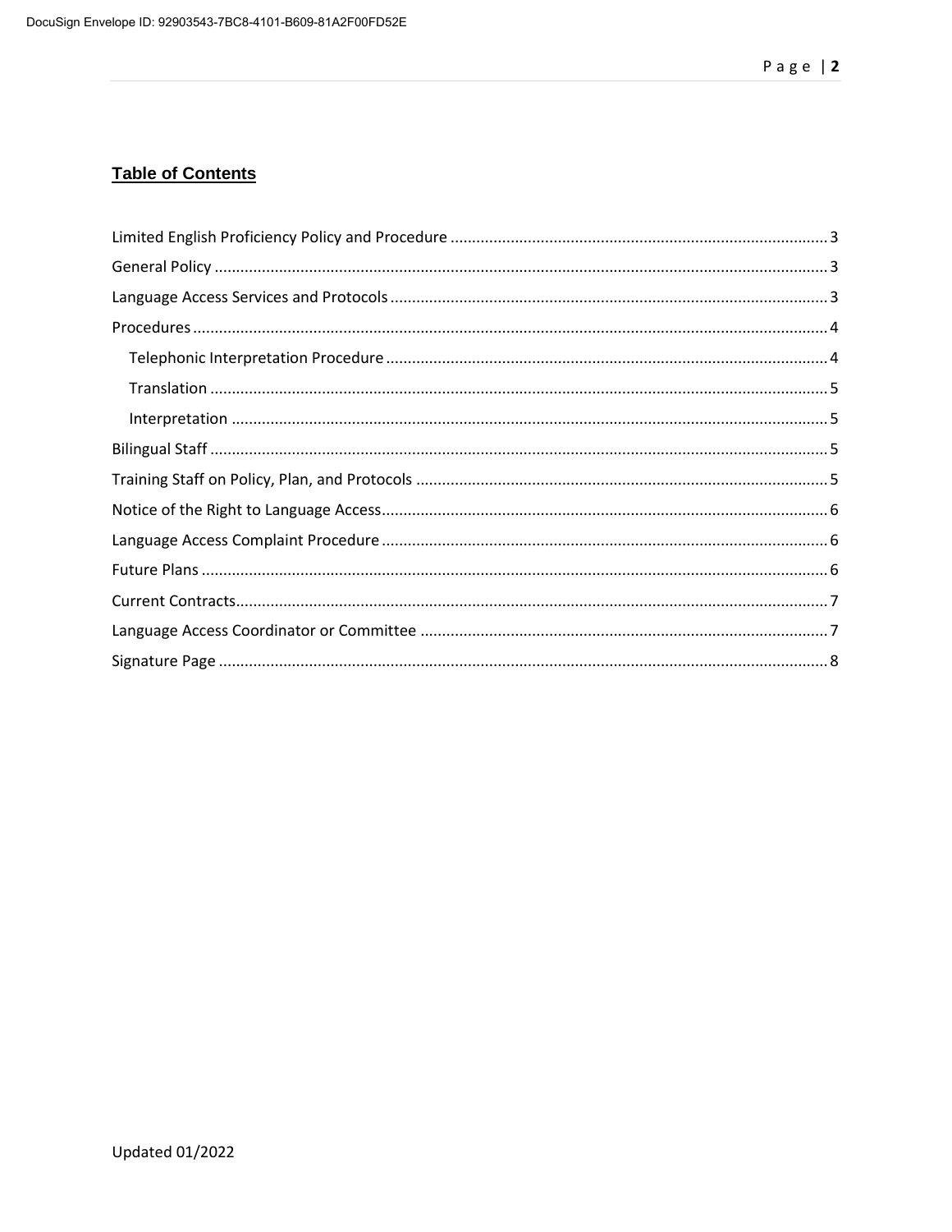## Table of Contents

Limited English Proficiency Policy and Procedure .......... 3
General Policy .......... 3
Language Access Services and Protocols .......... 3
Procedures .......... 4
- Telephonic Interpretation Procedure .......... 4
- Translation .......... 5
- Interpretation .......... 5

Bilingual Staff .......... 5
Training Staff on Policy, Plan, and Protocols .......... 5
Notice of the Right to Language Access .......... 6
Language Access Complaint Procedure .......... 6
Future Plans .......... 6
Current Contracts .......... 7
Language Access Coordinator or Committee .......... 7
Signature Page .......... 8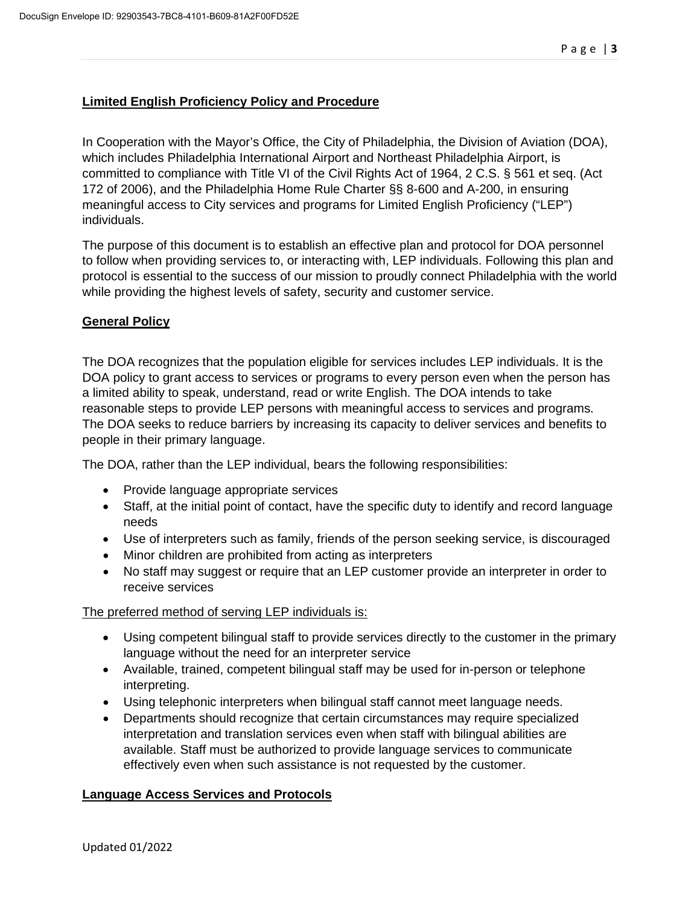## Limited English Proficiency Policy and Procedure

In Cooperation with the Mayor's Office, the City of Philadelphia, the Division of Aviation (DOA), which includes Philadelphia International Airport and Northeast Philadelphia Airport, is committed to compliance with Title VI of the Civil Rights Act of 1964, 2 C.S. § 561 et seq. (Act 172 of 2006), and the Philadelphia Home Rule Charter §§ 8-600 and A-200, in ensuring meaningful access to City services and programs for Limited English Proficiency ("LEP") individuals.

The purpose of this document is to establish an effective plan and protocol for DOA personnel to follow when providing services to, or interacting with, LEP individuals. Following this plan and protocol is essential to the success of our mission to proudly connect Philadelphia with the world while providing the highest levels of safety, security and customer service.

## General Policy

The DOA recognizes that the population eligible for services includes LEP individuals. It is the DOA policy to grant access to services or programs to every person even when the person has a limited ability to speak, understand, read or write English. The DOA intends to take reasonable steps to provide LEP persons with meaningful access to services and programs. The DOA seeks to reduce barriers by increasing its capacity to deliver services and benefits to people in their primary language.

The DOA, rather than the LEP individual, bears the following responsibilities:

- Provide language appropriate services
- Staff, at the initial point of contact, have the specific duty to identify and record language needs
- Use of interpreters such as family, friends of the person seeking service, is discouraged
- Minor children are prohibited from acting as interpreters
- No staff may suggest or require that an LEP customer provide an interpreter in order to receive services

The preferred method of serving LEP individuals is:

- Using competent bilingual staff to provide services directly to the customer in the primary language without the need for an interpreter service
- Available, trained, competent bilingual staff may be used for in-person or telephone interpreting.
- Using telephonic interpreters when bilingual staff cannot meet language needs.
- Departments should recognize that certain circumstances may require specialized interpretation and translation services even when staff with bilingual abilities are available. Staff must be authorized to provide language services to communicate effectively even when such assistance is not requested by the customer.

## Language Access Services and Protocols

Updated 01/2022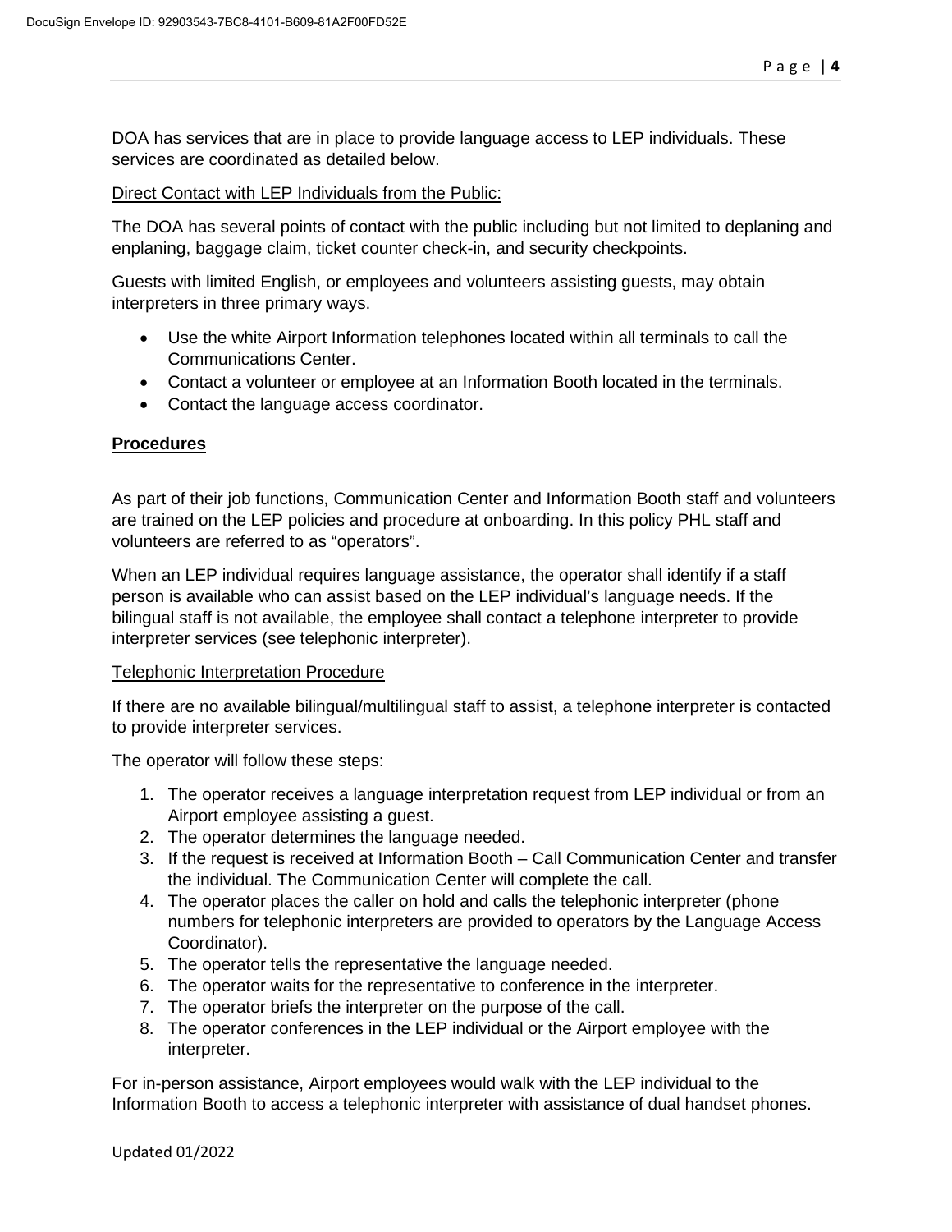DOA has services that are in place to provide language access to LEP individuals. These services are coordinated as detailed below.

Direct Contact with LEP Individuals from the Public:

The DOA has several points of contact with the public including but not limited to deplaning and enplaning, baggage claim, ticket counter check-in, and security checkpoints.

Guests with limited English, or employees and volunteers assisting guests, may obtain interpreters in three primary ways.

- Use the white Airport Information telephones located within all terminals to call the Communications Center.
- Contact a volunteer or employee at an Information Booth located in the terminals.
- Contact the language access coordinator.

## Procedures

As part of their job functions, Communication Center and Information Booth staff and volunteers are trained on the LEP policies and procedure at onboarding. In this policy PHL staff and volunteers are referred to as "operators".

When an LEP individual requires language assistance, the operator shall identify if a staff person is available who can assist based on the LEP individual's language needs. If the bilingual staff is not available, the employee shall contact a telephone interpreter to provide interpreter services (see telephonic interpreter).

Telephonic Interpretation Procedure

If there are no available bilingual/multilingual staff to assist, a telephone interpreter is contacted to provide interpreter services.

The operator will follow these steps:

1. The operator receives a language interpretation request from LEP individual or from an Airport employee assisting a guest.
2. The operator determines the language needed.
3. If the request is received at Information Booth – Call Communication Center and transfer the individual. The Communication Center will complete the call.
4. The operator places the caller on hold and calls the telephonic interpreter (phone numbers for telephonic interpreters are provided to operators by the Language Access Coordinator).
5. The operator tells the representative the language needed.
6. The operator waits for the representative to conference in the interpreter.
7. The operator briefs the interpreter on the purpose of the call.
8. The operator conferences in the LEP individual or the Airport employee with the interpreter.

For in-person assistance, Airport employees would walk with the LEP individual to the Information Booth to access a telephonic interpreter with assistance of dual handset phones.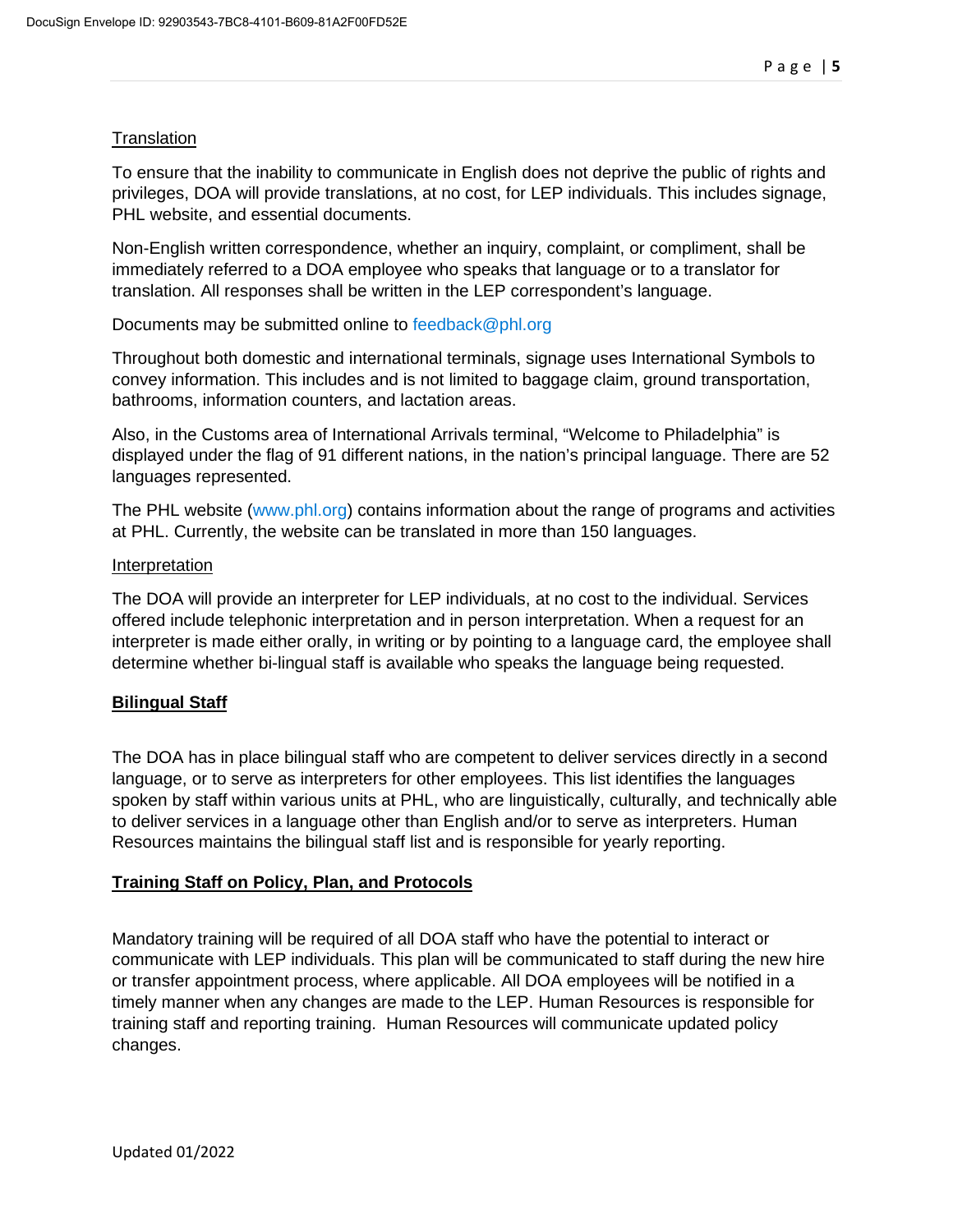Translation

To ensure that the inability to communicate in English does not deprive the public of rights and privileges, DOA will provide translations, at no cost, for LEP individuals. This includes signage, PHL website, and essential documents.

Non-English written correspondence, whether an inquiry, complaint, or compliment, shall be immediately referred to a DOA employee who speaks that language or to a translator for translation. All responses shall be written in the LEP correspondent's language.

Documents may be submitted online to feedback@phl.org

Throughout both domestic and international terminals, signage uses International Symbols to convey information. This includes and is not limited to baggage claim, ground transportation, bathrooms, information counters, and lactation areas.

Also, in the Customs area of International Arrivals terminal, "Welcome to Philadelphia" is displayed under the flag of 91 different nations, in the nation's principal language. There are 52 languages represented.

The PHL website (www.phl.org) contains information about the range of programs and activities at PHL. Currently, the website can be translated in more than 150 languages.

Interpretation

The DOA will provide an interpreter for LEP individuals, at no cost to the individual. Services offered include telephonic interpretation and in person interpretation. When a request for an interpreter is made either orally, in writing or by pointing to a language card, the employee shall determine whether bi-lingual staff is available who speaks the language being requested.

## Bilingual Staff

The DOA has in place bilingual staff who are competent to deliver services directly in a second language, or to serve as interpreters for other employees. This list identifies the languages spoken by staff within various units at PHL, who are linguistically, culturally, and technically able to deliver services in a language other than English and/or to serve as interpreters. Human Resources maintains the bilingual staff list and is responsible for yearly reporting.

## Training Staff on Policy, Plan, and Protocols

Mandatory training will be required of all DOA staff who have the potential to interact or communicate with LEP individuals. This plan will be communicated to staff during the new hire or transfer appointment process, where applicable. All DOA employees will be notified in a timely manner when any changes are made to the LEP. Human Resources is responsible for training staff and reporting training. Human Resources will communicate updated policy changes.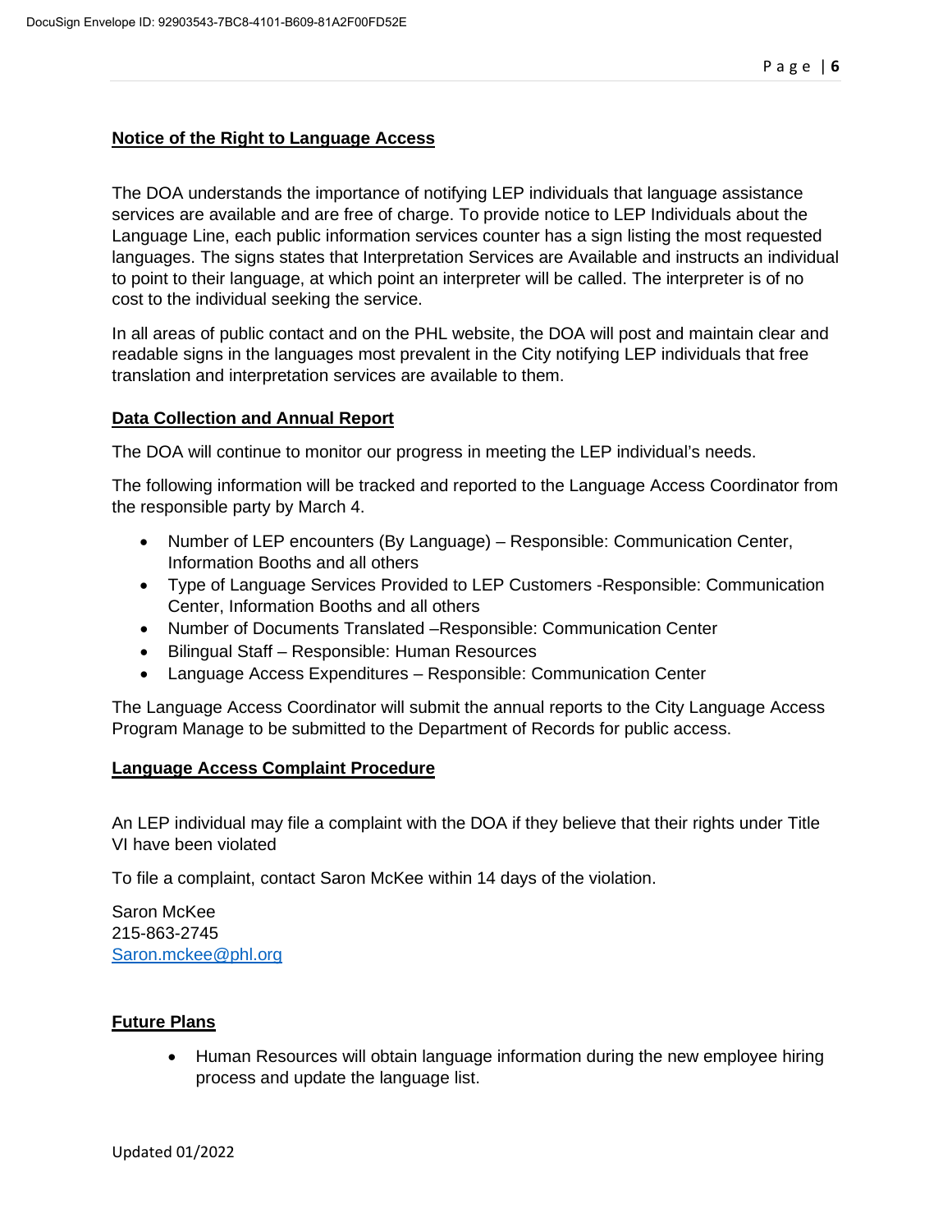## Notice of the Right to Language Access

The DOA understands the importance of notifying LEP individuals that language assistance services are available and are free of charge. To provide notice to LEP Individuals about the Language Line, each public information services counter has a sign listing the most requested languages. The signs states that Interpretation Services are Available and instructs an individual to point to their language, at which point an interpreter will be called. The interpreter is of no cost to the individual seeking the service.

In all areas of public contact and on the PHL website, the DOA will post and maintain clear and readable signs in the languages most prevalent in the City notifying LEP individuals that free translation and interpretation services are available to them.

## Data Collection and Annual Report

The DOA will continue to monitor our progress in meeting the LEP individual's needs.

The following information will be tracked and reported to the Language Access Coordinator from the responsible party by March 4.

- Number of LEP encounters (By Language) – Responsible: Communication Center, Information Booths and all others
- Type of Language Services Provided to LEP Customers -Responsible: Communication Center, Information Booths and all others
- Number of Documents Translated –Responsible: Communication Center
- Bilingual Staff – Responsible: Human Resources
- Language Access Expenditures – Responsible: Communication Center

The Language Access Coordinator will submit the annual reports to the City Language Access Program Manage to be submitted to the Department of Records for public access.

## Language Access Complaint Procedure

An LEP individual may file a complaint with the DOA if they believe that their rights under Title VI have been violated

To file a complaint, contact Saron McKee within 14 days of the violation.

Saron McKee
215-863-2745
Saron.mckee@phl.org

## Future Plans

- Human Resources will obtain language information during the new employee hiring process and update the language list.

Updated 01/2022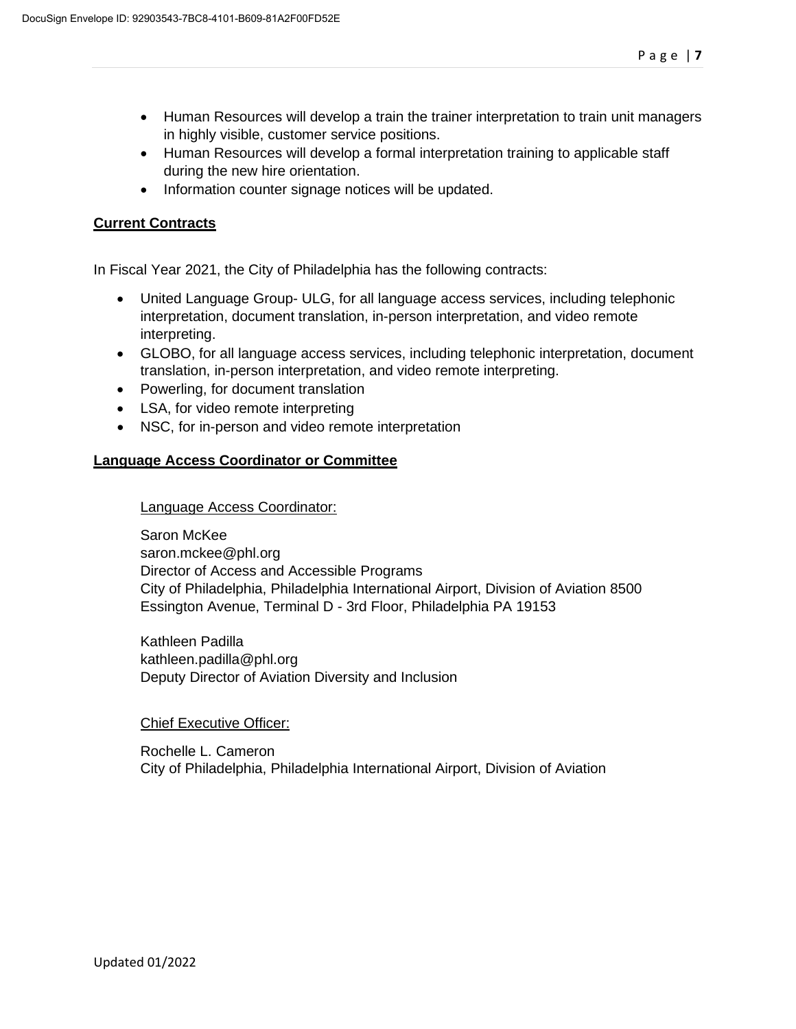- Human Resources will develop a train the trainer interpretation to train unit managers in highly visible, customer service positions.
- Human Resources will develop a formal interpretation training to applicable staff during the new hire orientation.
- Information counter signage notices will be updated.

## Current Contracts

In Fiscal Year 2021, the City of Philadelphia has the following contracts:

- United Language Group- ULG, for all language access services, including telephonic interpretation, document translation, in-person interpretation, and video remote interpreting.
- GLOBO, for all language access services, including telephonic interpretation, document translation, in-person interpretation, and video remote interpreting.
- Powerling, for document translation
- LSA, for video remote interpreting
- NSC, for in-person and video remote interpretation

## Language Access Coordinator or Committee

Language Access Coordinator:

Saron McKee
saron.mckee@phl.org
Director of Access and Accessible Programs
City of Philadelphia, Philadelphia International Airport, Division of Aviation 8500 Essington Avenue, Terminal D - 3rd Floor, Philadelphia PA 19153

Kathleen Padilla
kathleen.padilla@phl.org
Deputy Director of Aviation Diversity and Inclusion

Chief Executive Officer:

Rochelle L. Cameron
City of Philadelphia, Philadelphia International Airport, Division of Aviation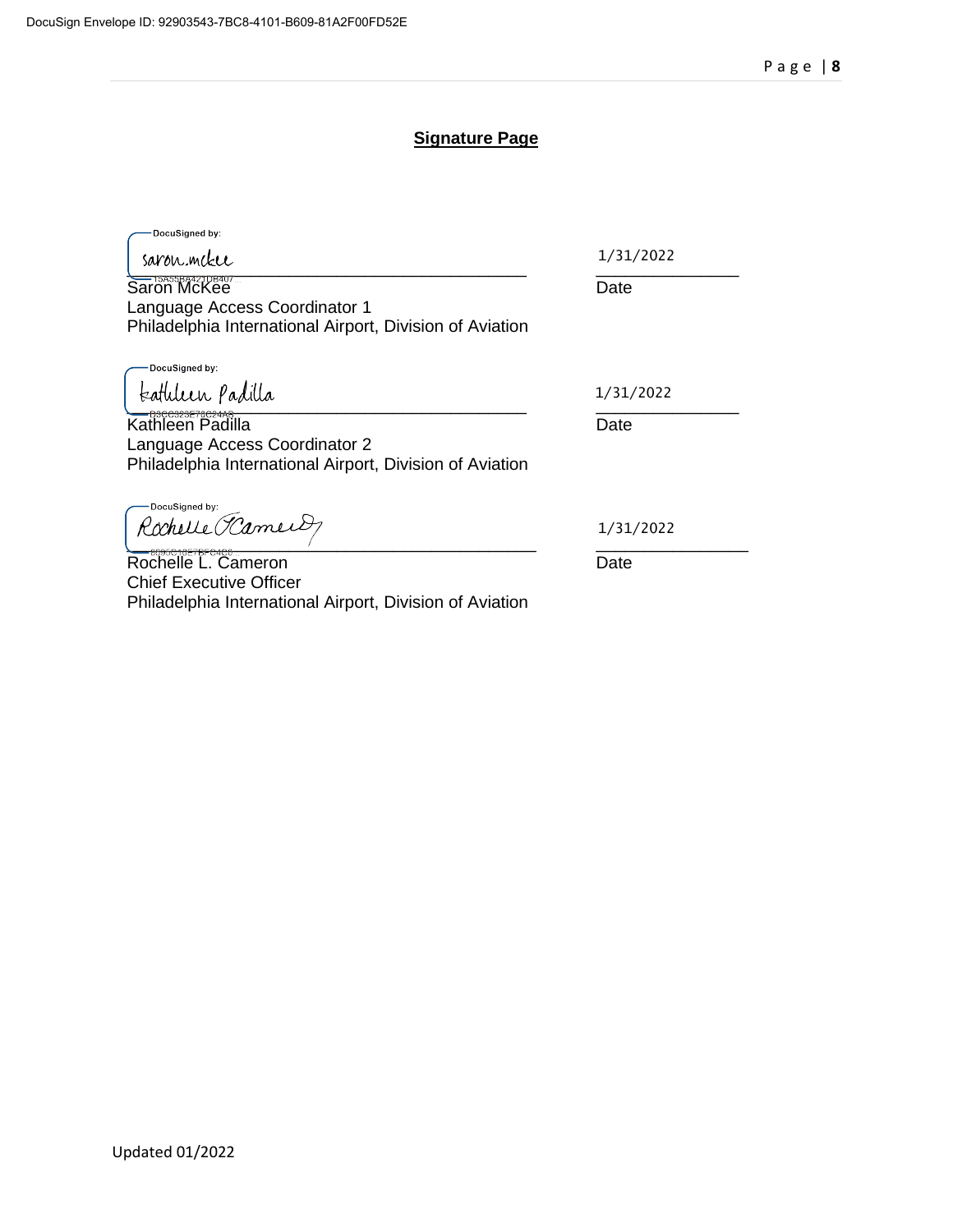## Signature Page

DocuSigned by:
saron.mckee
15A55BA421DB407...

Saron McKee
Language Access Coordinator 1
Philadelphia International Airport, Division of Aviation

1/31/2022
Date

DocuSigned by:
Kathleen Padilla
B3CC323E70C24A8...

Kathleen Padilla
Language Access Coordinator 2
Philadelphia International Airport, Division of Aviation

1/31/2022
Date

DocuSigned by:
Rochelle Cameron
8895C18E7BFC4C8...

Rochelle L. Cameron
Chief Executive Officer
Philadelphia International Airport, Division of Aviation

1/31/2022
Date

Updated 01/2022